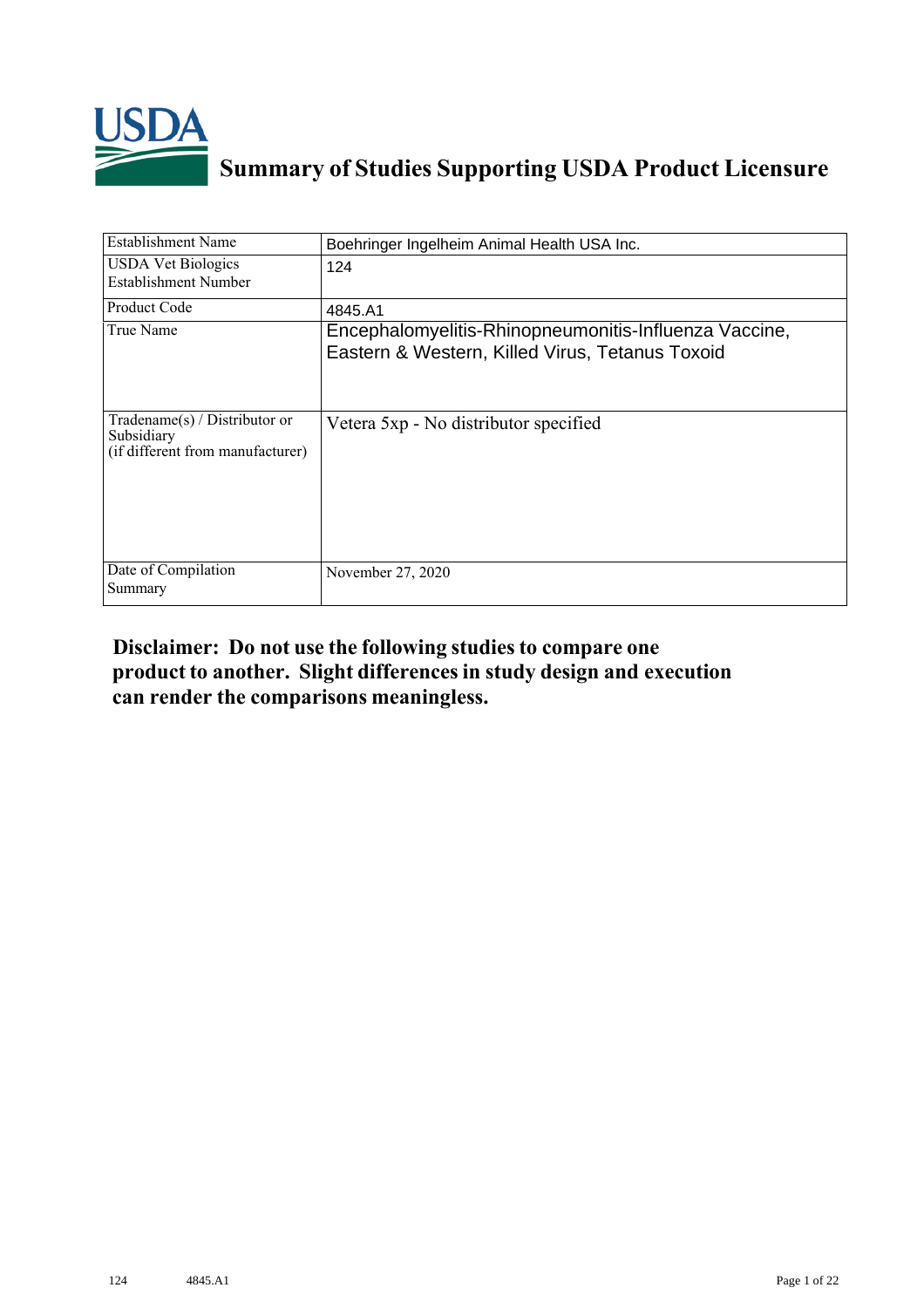# Summary of Studies Supporting USDA Product Licensure

| Establishment Name | Boehringer Ingelheim Animal Health USA Inc. |
|---|---|
| USDA Vet Biologics Establishment Number | 124 |
| Product Code | 4845.A1 |
| True Name | Encephalomyelitis-Rhinopneumonitis-Influenza Vaccine, Eastern & Western, Killed Virus, Tetanus Toxoid |
| Tradename(s) / Distributor or Subsidiary (if different from manufacturer) | Vetera 5xp - No distributor specified |
| Date of Compilation Summary | November 27, 2020 |

**Disclaimer: Do not use the following studies to compare one product to another. Slight differences in study design and execution can render the comparisons meaningless.**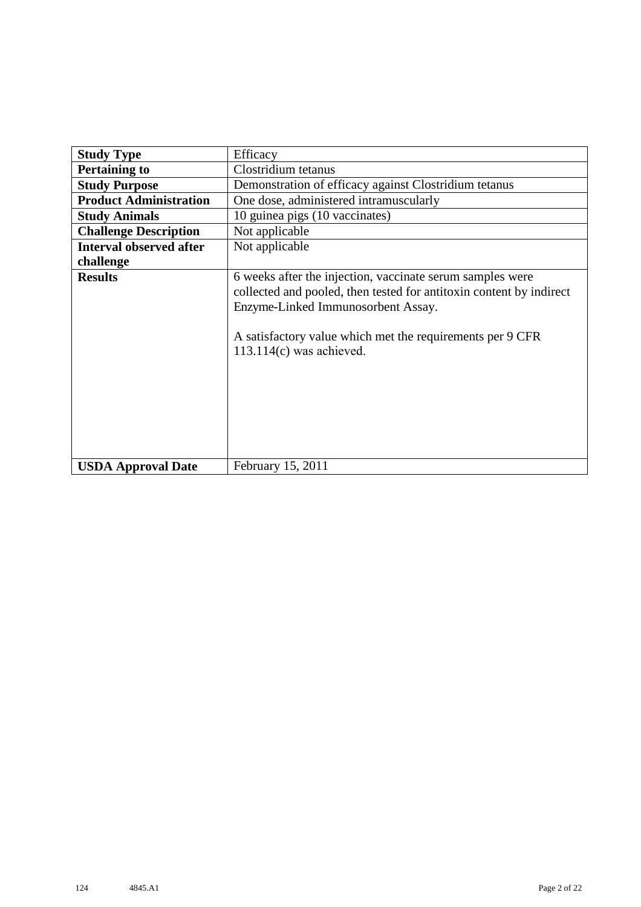| **Study Type** | Efficacy |
|---|---|
| **Pertaining to** | Clostridium tetanus |
| **Study Purpose** | Demonstration of efficacy against Clostridium tetanus |
| **Product Administration** | One dose, administered intramuscularly |
| **Study Animals** | 10 guinea pigs (10 vaccinates) |
| **Challenge Description** | Not applicable |
| **Interval observed after challenge** | Not applicable |
| **Results** | 6 weeks after the injection, vaccinate serum samples were collected and pooled, then tested for antitoxin content by indirect Enzyme-Linked Immunosorbent Assay.<br><br>A satisfactory value which met the requirements per 9 CFR 113.114(c) was achieved. |
| **USDA Approval Date** | February 15, 2011 |

124 4845.A1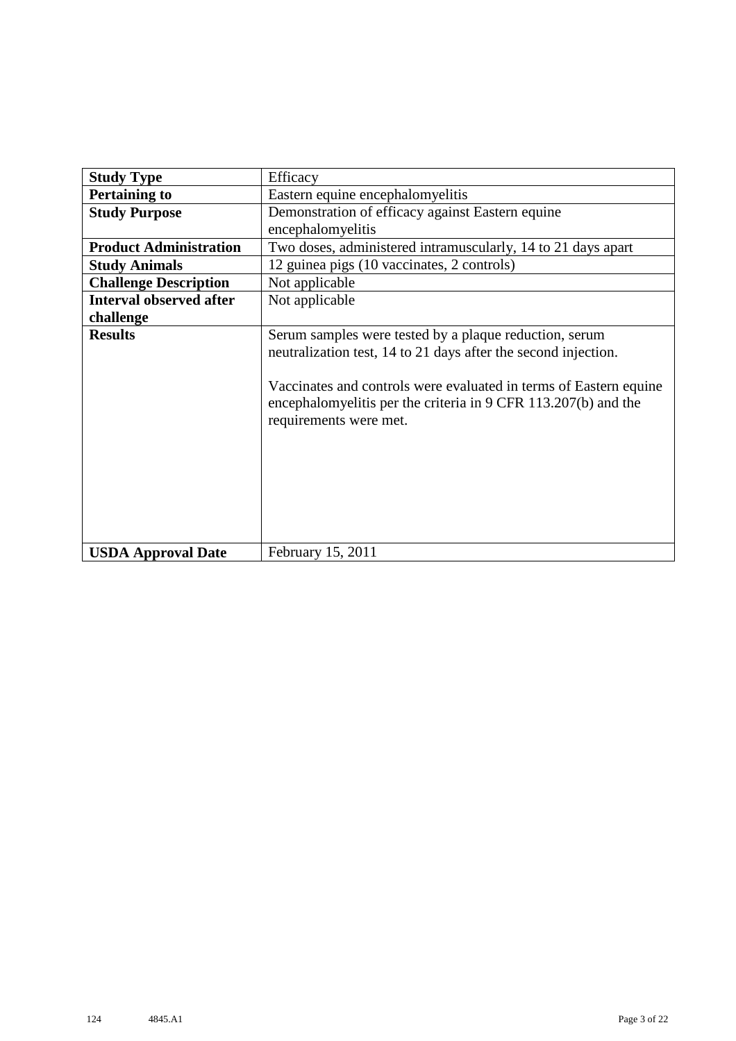| **Study Type** | Efficacy |
|---|---|
| **Pertaining to** | Eastern equine encephalomyelitis |
| **Study Purpose** | Demonstration of efficacy against Eastern equine encephalomyelitis |
| **Product Administration** | Two doses, administered intramuscularly, 14 to 21 days apart |
| **Study Animals** | 12 guinea pigs (10 vaccinates, 2 controls) |
| **Challenge Description** | Not applicable |
| **Interval observed after challenge** | Not applicable |
| **Results** | Serum samples were tested by a plaque reduction, serum neutralization test, 14 to 21 days after the second injection.<br><br>Vaccinates and controls were evaluated in terms of Eastern equine encephalomyelitis per the criteria in 9 CFR 113.207(b) and the requirements were met. |
| **USDA Approval Date** | February 15, 2011 |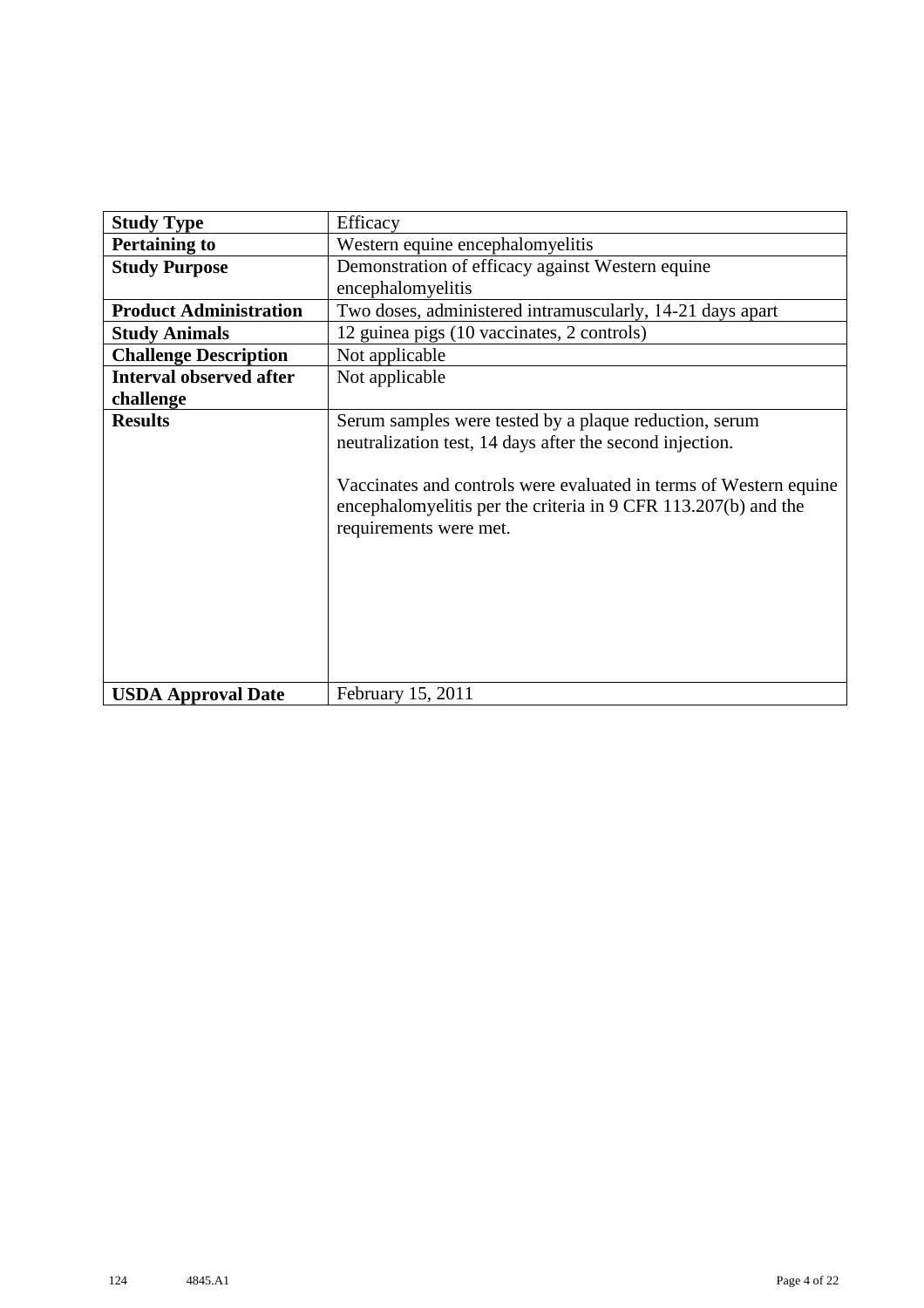| **Study Type** | Efficacy |
|---|---|
| **Pertaining to** | Western equine encephalomyelitis |
| **Study Purpose** | Demonstration of efficacy against Western equine encephalomyelitis |
| **Product Administration** | Two doses, administered intramuscularly, 14-21 days apart |
| **Study Animals** | 12 guinea pigs (10 vaccinates, 2 controls) |
| **Challenge Description** | Not applicable |
| **Interval observed after challenge** | Not applicable |
| **Results** | Serum samples were tested by a plaque reduction, serum neutralization test, 14 days after the second injection.<br><br>Vaccinates and controls were evaluated in terms of Western equine encephalomyelitis per the criteria in 9 CFR 113.207(b) and the requirements were met. |
| **USDA Approval Date** | February 15, 2011 |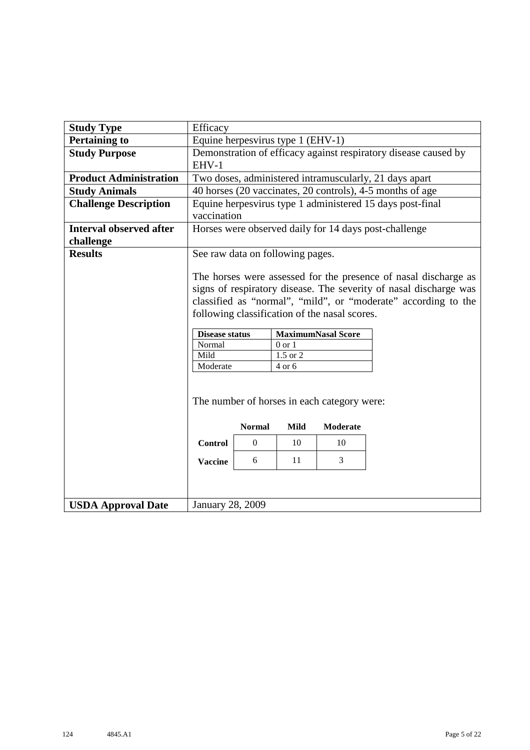| **Study Type** | Efficacy |
|---|---|
| **Pertaining to** | Equine herpesvirus type 1 (EHV-1) |
| **Study Purpose** | Demonstration of efficacy against respiratory disease caused by EHV-1 |
| **Product Administration** | Two doses, administered intramuscularly, 21 days apart |
| **Study Animals** | 40 horses (20 vaccinates, 20 controls), 4-5 months of age |
| **Challenge Description** | Equine herpesvirus type 1 administered 15 days post-final vaccination |
| **Interval observed after challenge** | Horses were observed daily for 14 days post-challenge |
| **Results** | See raw data on following pages.<br><br>The horses were assessed for the presence of nasal discharge as signs of respiratory disease. The severity of nasal discharge was classified as "normal", "mild", or "moderate" according to the following classification of the nasal scores.<br><br>**Disease status** / **MaximumNasal Score**<br>Normal: 0 or 1<br>Mild: 1.5 or 2<br>Moderate: 4 or 6<br><br>The number of horses in each category were:<br><br>**Control**: Normal 0, Mild 10, Moderate 10<br>**Vaccine**: Normal 6, Mild 11, Moderate 3 |
| **USDA Approval Date** | January 28, 2009 |

| Disease status | MaximumNasal Score |
|---|---|
| Normal | 0 or 1 |
| Mild | 1.5 or 2 |
| Moderate | 4 or 6 |

| | Normal | Mild | Moderate |
|---|---|---|---|
| **Control** | 0 | 10 | 10 |
| **Vaccine** | 6 | 11 | 3 |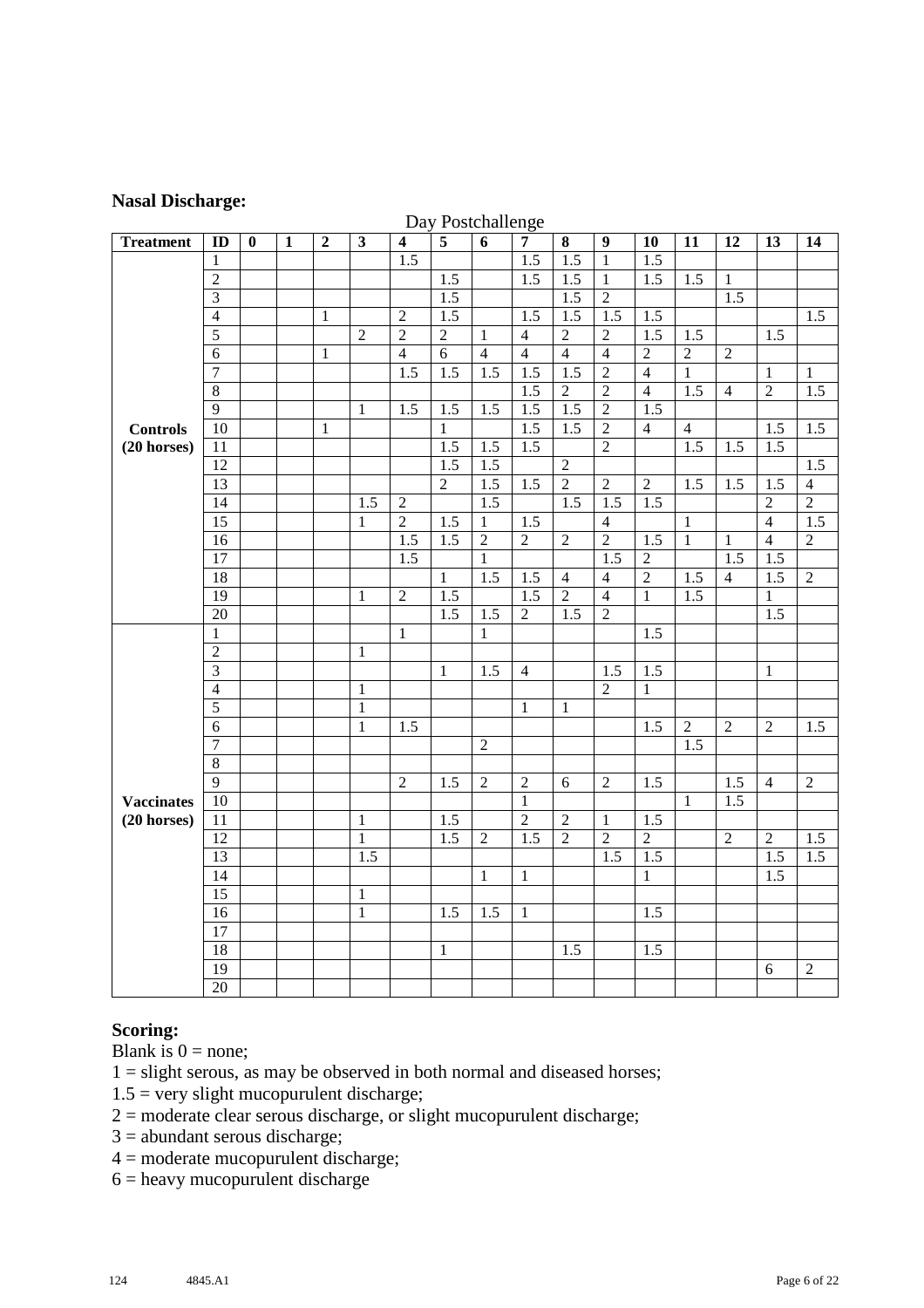## Nasal Discharge:

| Treatment | ID | 0 | 1 | 2 | 3 | 4 | 5 | 6 | 7 | 8 | 9 | 10 | 11 | 12 | 13 | 14 |
|---|---|---|---|---|---|---|---|---|---|---|---|---|---|---|---|---|
| | | | | | | | Day Postchallenge | | | | | | | | | |
| Controls (20 horses) | 1 | | | | | 1.5 | | | 1.5 | 1.5 | 1 | 1.5 | | | | |
| | 2 | | | | | | 1.5 | | 1.5 | 1.5 | 1 | 1.5 | 1.5 | 1 | | |
| | 3 | | | | | | 1.5 | | | 1.5 | 2 | | | 1.5 | | |
| | 4 | | | 1 | | 2 | 1.5 | | 1.5 | 1.5 | 1.5 | 1.5 | | | | 1.5 |
| | 5 | | | | 2 | 2 | 2 | 1 | 4 | 2 | 2 | 1.5 | 1.5 | | 1.5 | |
| | 6 | | | 1 | | 4 | 6 | 4 | 4 | 4 | 4 | 2 | 2 | 2 | | |
| | 7 | | | | | 1.5 | 1.5 | 1.5 | 1.5 | 1.5 | 2 | 4 | 1 | | 1 | 1 |
| | 8 | | | | | | | | 1.5 | 2 | 2 | 4 | 1.5 | 4 | 2 | 1.5 |
| | 9 | | | | 1 | 1.5 | 1.5 | 1.5 | 1.5 | 1.5 | 2 | 1.5 | | | | |
| | 10 | | | 1 | | | 1 | | 1.5 | 1.5 | 2 | 4 | 4 | | 1.5 | 1.5 |
| | 11 | | | | | | 1.5 | 1.5 | 1.5 | | 2 | | 1.5 | 1.5 | 1.5 | |
| | 12 | | | | | | 1.5 | 1.5 | | 2 | | | | | | 1.5 |
| | 13 | | | | | | 2 | 1.5 | 1.5 | 2 | 2 | 2 | 1.5 | 1.5 | 1.5 | 4 |
| | 14 | | | | 1.5 | 2 | | 1.5 | | 1.5 | 1.5 | 1.5 | | | 2 | 2 |
| | 15 | | | | 1 | 2 | 1.5 | 1 | 1.5 | | 4 | | 1 | | 4 | 1.5 |
| | 16 | | | | | 1.5 | 1.5 | 2 | 2 | 2 | 2 | 1.5 | 1 | 1 | 4 | 2 |
| | 17 | | | | | 1.5 | | 1 | | | 1.5 | 2 | | 1.5 | 1.5 | |
| | 18 | | | | | | 1 | 1.5 | 1.5 | 4 | 4 | 2 | 1.5 | 4 | 1.5 | 2 |
| | 19 | | | | 1 | 2 | 1.5 | | 1.5 | 2 | 4 | 1 | 1.5 | | 1 | |
| | 20 | | | | | | 1.5 | 1.5 | 2 | 1.5 | 2 | | | | 1.5 | |
| Vaccinates (20 horses) | 1 | | | | | 1 | | 1 | | | | 1.5 | | | | |
| | 2 | | | | 1 | | | | | | | | | | | |
| | 3 | | | | | | 1 | 1.5 | 4 | | 1.5 | 1.5 | | | 1 | |
| | 4 | | | | 1 | | | | | | 2 | 1 | | | | |
| | 5 | | | | 1 | | | | 1 | 1 | | | | | | |
| | 6 | | | | 1 | 1.5 | | | | | | 1.5 | 2 | 2 | 2 | 1.5 |
| | 7 | | | | | | | 2 | | | | | 1.5 | | | |
| | 8 | | | | | | | | | | | | | | | |
| | 9 | | | | | 2 | 1.5 | 2 | 2 | 6 | 2 | 1.5 | | 1.5 | 4 | 2 |
| | 10 | | | | | | | | 1 | | | | 1 | 1.5 | | |
| | 11 | | | | 1 | | 1.5 | | 2 | 2 | 1 | 1.5 | | | | |
| | 12 | | | | 1 | | 1.5 | 2 | 1.5 | 2 | 2 | 2 | | 2 | 2 | 1.5 |
| | 13 | | | | 1.5 | | | | | | 1.5 | 1.5 | | | 1.5 | 1.5 |
| | 14 | | | | | | | 1 | 1 | | | 1 | | | 1.5 | |
| | 15 | | | | 1 | | | | | | | | | | | |
| | 16 | | | | 1 | | 1.5 | 1.5 | 1 | | | 1.5 | | | | |
| | 17 | | | | | | | | | | | | | | | |
| | 18 | | | | | | 1 | | | 1.5 | | 1.5 | | | | |
| | 19 | | | | | | | | | | | | | | 6 | 2 |
| | 20 | | | | | | | | | | | | | | | |

## Scoring:

Blank is 0 = none;
1 = slight serous, as may be observed in both normal and diseased horses;
1.5 = very slight mucopurulent discharge;
2 = moderate clear serous discharge, or slight mucopurulent discharge;
3 = abundant serous discharge;
4 = moderate mucopurulent discharge;
6 = heavy mucopurulent discharge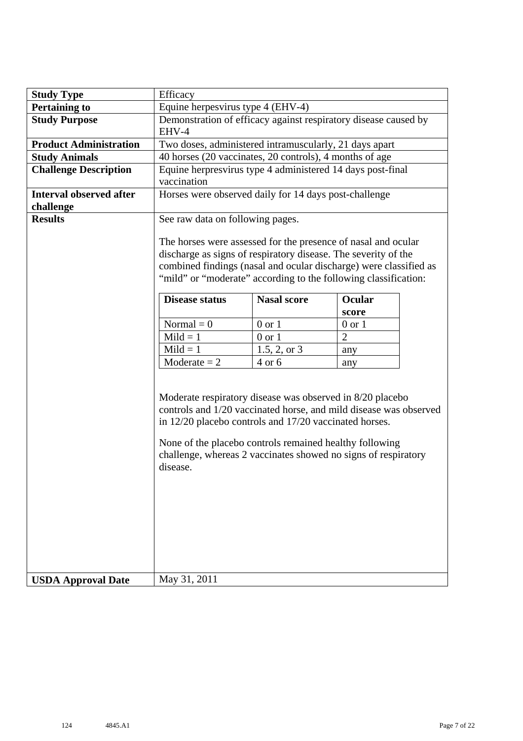| | |
|---|---|
| **Study Type** | Efficacy |
| **Pertaining to** | Equine herpesvirus type 4 (EHV-4) |
| **Study Purpose** | Demonstration of efficacy against respiratory disease caused by EHV-4 |
| **Product Administration** | Two doses, administered intramuscularly, 21 days apart |
| **Study Animals** | 40 horses (20 vaccinates, 20 controls), 4 months of age |
| **Challenge Description** | Equine herpresvirus type 4 administered 14 days post-final vaccination |
| **Interval observed after challenge** | Horses were observed daily for 14 days post-challenge |
| **Results** | See raw data on following pages.<br><br>The horses were assessed for the presence of nasal and ocular discharge as signs of respiratory disease. The severity of the combined findings (nasal and ocular discharge) were classified as "mild" or "moderate" according to the following classification:<br><br>**Disease status** / **Nasal score** / **Ocular score**:<br>Normal = 0 / 0 or 1 / 0 or 1<br>Mild = 1 / 0 or 1 / 2<br>Mild = 1 / 1.5, 2, or 3 / any<br>Moderate = 2 / 4 or 6 / any<br><br>Moderate respiratory disease was observed in 8/20 placebo controls and 1/20 vaccinated horse, and mild disease was observed in 12/20 placebo controls and 17/20 vaccinated horses.<br><br>None of the placebo controls remained healthy following challenge, whereas 2 vaccinates showed no signs of respiratory disease. |
| **USDA Approval Date** | May 31, 2011 |

Classification table (from Results):

| Disease status | Nasal score | Ocular score |
|---|---|---|
| Normal = 0 | 0 or 1 | 0 or 1 |
| Mild = 1 | 0 or 1 | 2 |
| Mild = 1 | 1.5, 2, or 3 | any |
| Moderate = 2 | 4 or 6 | any |

124 4845.A1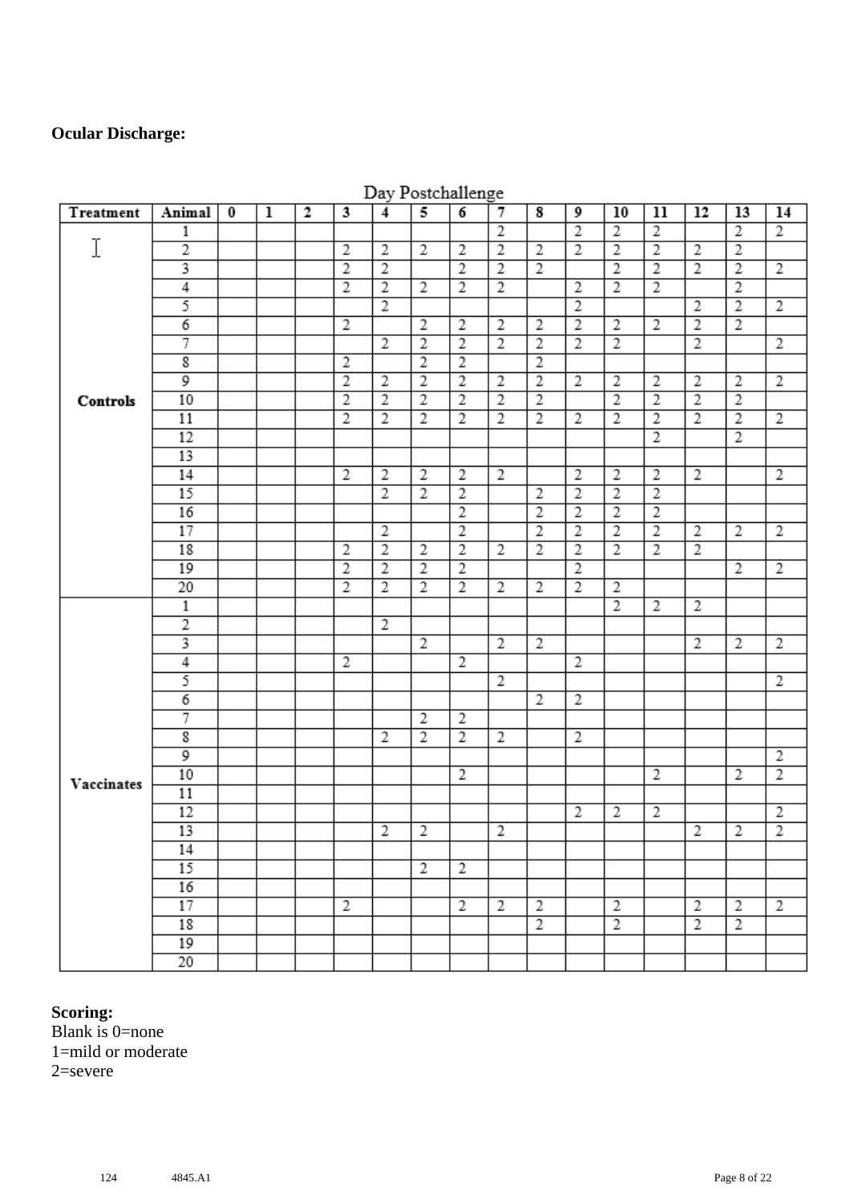**Ocular Discharge:**

| Treatment | Animal | Day Postchallenge 0 | 1 | 2 | 3 | 4 | 5 | 6 | 7 | 8 | 9 | 10 | 11 | 12 | 13 | 14 |
|---|---|---|---|---|---|---|---|---|---|---|---|---|---|---|---|---|
| Controls | 1 | | | | | | | | 2 | | 2 | 2 | 2 | | 2 | 2 |
| | 2 | | | | 2 | 2 | 2 | 2 | 2 | 2 | 2 | 2 | 2 | 2 | 2 | |
| | 3 | | | | 2 | 2 | | 2 | 2 | 2 | | 2 | 2 | 2 | 2 | 2 |
| | 4 | | | | 2 | 2 | 2 | 2 | 2 | | 2 | 2 | 2 | | 2 | |
| | 5 | | | | | 2 | | | | | 2 | | | 2 | 2 | 2 |
| | 6 | | | | 2 | | 2 | 2 | 2 | 2 | 2 | 2 | 2 | 2 | 2 | |
| | 7 | | | | | 2 | 2 | 2 | 2 | 2 | 2 | 2 | | 2 | | 2 |
| | 8 | | | | 2 | | 2 | 2 | | 2 | | | | | | |
| | 9 | | | | 2 | 2 | 2 | 2 | 2 | 2 | 2 | 2 | 2 | 2 | 2 | 2 |
| | 10 | | | | 2 | 2 | 2 | 2 | 2 | 2 | | 2 | 2 | 2 | 2 | |
| | 11 | | | | 2 | 2 | 2 | 2 | 2 | 2 | 2 | 2 | 2 | 2 | 2 | 2 |
| | 12 | | | | | | | | | | | | 2 | | 2 | |
| | 13 | | | | | | | | | | | | | | | |
| | 14 | | | | 2 | 2 | 2 | 2 | 2 | | 2 | 2 | 2 | 2 | | 2 |
| | 15 | | | | | 2 | 2 | 2 | | 2 | 2 | 2 | 2 | | | |
| | 16 | | | | | | | 2 | | 2 | 2 | 2 | 2 | | | |
| | 17 | | | | | 2 | | 2 | | 2 | 2 | 2 | 2 | 2 | 2 | 2 |
| | 18 | | | | 2 | 2 | 2 | 2 | 2 | 2 | 2 | 2 | 2 | 2 | | |
| | 19 | | | | 2 | 2 | 2 | 2 | | | 2 | | | | 2 | 2 |
| | 20 | | | | 2 | 2 | 2 | 2 | 2 | 2 | 2 | 2 | | | | |
| Vaccinates | 1 | | | | | | | | | | | 2 | 2 | 2 | | |
| | 2 | | | | | 2 | | | | | | | | | | |
| | 3 | | | | | | 2 | | 2 | 2 | | | | 2 | 2 | 2 |
| | 4 | | | | 2 | | | 2 | | | 2 | | | | | |
| | 5 | | | | | | | | 2 | | | | | | | 2 |
| | 6 | | | | | | | | | 2 | 2 | | | | | |
| | 7 | | | | | | 2 | 2 | | | | | | | | |
| | 8 | | | | | 2 | 2 | 2 | 2 | | 2 | | | | | |
| | 9 | | | | | | | | | | | | | | | 2 |
| | 10 | | | | | | | 2 | | | | | 2 | | 2 | 2 |
| | 11 | | | | | | | | | | | | | | | |
| | 12 | | | | | | | | | | 2 | 2 | 2 | | | 2 |
| | 13 | | | | | 2 | 2 | | 2 | | | | | 2 | 2 | 2 |
| | 14 | | | | | | | | | | | | | | | |
| | 15 | | | | | | 2 | 2 | | | | | | | | |
| | 16 | | | | | | | | | | | | | | | |
| | 17 | | | | 2 | | | 2 | 2 | 2 | | 2 | | 2 | 2 | 2 |
| | 18 | | | | | | | | | 2 | | 2 | | 2 | 2 | |
| | 19 | | | | | | | | | | | | | | | |
| | 20 | | | | | | | | | | | | | | | |

**Scoring:**
Blank is 0=none
1=mild or moderate
2=severe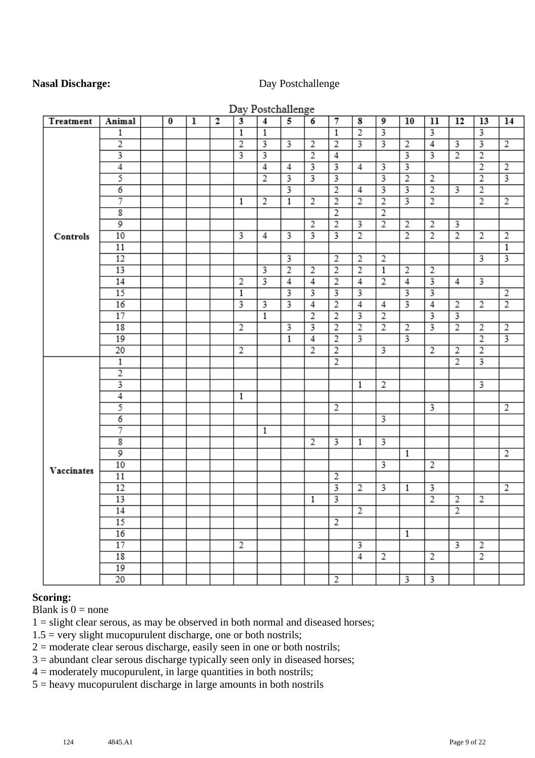**Nasal Discharge:** Day Postchallenge

| | | | Day Postchallenge | | | | | | | | | | | | | | |
|---|---|---|---|---|---|---|---|---|---|---|---|---|---|---|---|---|---|
| **Treatment** | **Animal** | | **0** | **1** | **2** | **3** | **4** | **5** | **6** | **7** | **8** | **9** | **10** | **11** | **12** | **13** | **14** |
| **Controls** | 1 | | | | | 1 | 1 | | | 1 | 2 | 3 | | 3 | | 3 | |
| | 2 | | | | | 2 | 3 | 3 | 2 | 2 | 3 | 3 | 2 | 4 | 3 | 3 | 2 |
| | 3 | | | | | 3 | 3 | | 2 | 4 | | | 3 | 3 | 2 | 2 | |
| | 4 | | | | | | 4 | 4 | 3 | 3 | 4 | 3 | 3 | | | 2 | 2 |
| | 5 | | | | | | 2 | 3 | 3 | 3 | | 3 | 2 | 2 | | 2 | 3 |
| | 6 | | | | | | | 3 | | 2 | 4 | 3 | 3 | 2 | 3 | 2 | |
| | 7 | | | | | 1 | 2 | 1 | 2 | 2 | 2 | 2 | 3 | 2 | | 2 | 2 |
| | 8 | | | | | | | | | 2 | | 2 | | | | | |
| | 9 | | | | | | | | 2 | 2 | 3 | 2 | 2 | 2 | 3 | | |
| | 10 | | | | | 3 | 4 | 3 | 3 | 3 | 2 | | 2 | 2 | 2 | 2 | 2 |
| | 11 | | | | | | | | | | | | | | | | 1 |
| | 12 | | | | | | | 3 | | 2 | 2 | 2 | | | | 3 | 3 |
| | 13 | | | | | | 3 | 2 | 2 | 2 | 2 | 1 | 2 | 2 | | | |
| | 14 | | | | | 2 | 3 | 4 | 4 | 2 | 4 | 2 | 4 | 3 | 4 | 3 | |
| | 15 | | | | | 1 | | 3 | 3 | 3 | 3 | | 3 | 3 | | | 2 |
| | 16 | | | | | 3 | 3 | 3 | 4 | 2 | 4 | 4 | 3 | 4 | 2 | 2 | 2 |
| | 17 | | | | | | 1 | | 2 | 2 | 3 | 2 | | 3 | 3 | | |
| | 18 | | | | | 2 | | 3 | 3 | 2 | 2 | 2 | 2 | 3 | 2 | 2 | 2 |
| | 19 | | | | | | | 1 | 4 | 2 | 3 | | 3 | | | 2 | 3 |
| | 20 | | | | | 2 | | | 2 | 2 | | 3 | | 2 | 2 | 2 | |
| **Vaccinates** | 1 | | | | | | | | | 2 | | | | | 2 | 3 | |
| | 2 | | | | | | | | | | | | | | | | |
| | 3 | | | | | | | | | | 1 | 2 | | | | 3 | |
| | 4 | | | | | 1 | | | | | | | | | | | |
| | 5 | | | | | | | | | 2 | | | | 3 | | | 2 |
| | 6 | | | | | | | | | | | 3 | | | | | |
| | 7 | | | | | | 1 | | | | | | | | | | |
| | 8 | | | | | | | | 2 | 3 | 1 | 3 | | | | | |
| | 9 | | | | | | | | | | | | 1 | | | | 2 |
| | 10 | | | | | | | | | | | 3 | | 2 | | | |
| | 11 | | | | | | | | | 2 | | | | | | | |
| | 12 | | | | | | | | | 3 | 2 | 3 | 1 | 3 | | | 2 |
| | 13 | | | | | | | | 1 | 3 | | | | 2 | 2 | 2 | |
| | 14 | | | | | | | | | | 2 | | | | 2 | | |
| | 15 | | | | | | | | | 2 | | | | | | | |
| | 16 | | | | | | | | | | | | 1 | | | | |
| | 17 | | | | | 2 | | | | | 3 | | | | 3 | 2 | |
| | 18 | | | | | | | | | | 4 | 2 | | 2 | | 2 | |
| | 19 | | | | | | | | | | | | | | | | |
| | 20 | | | | | | | | | 2 | | | 3 | 3 | | | |

**Scoring:**

Blank is 0 = none
1 = slight clear serous, as may be observed in both normal and diseased horses;
1.5 = very slight mucopurulent discharge, one or both nostrils;
2 = moderate clear serous discharge, easily seen in one or both nostrils;
3 = abundant clear serous discharge typically seen only in diseased horses;
4 = moderately mucopurulent, in large quantities in both nostrils;
5 = heavy mucopurulent discharge in large amounts in both nostrils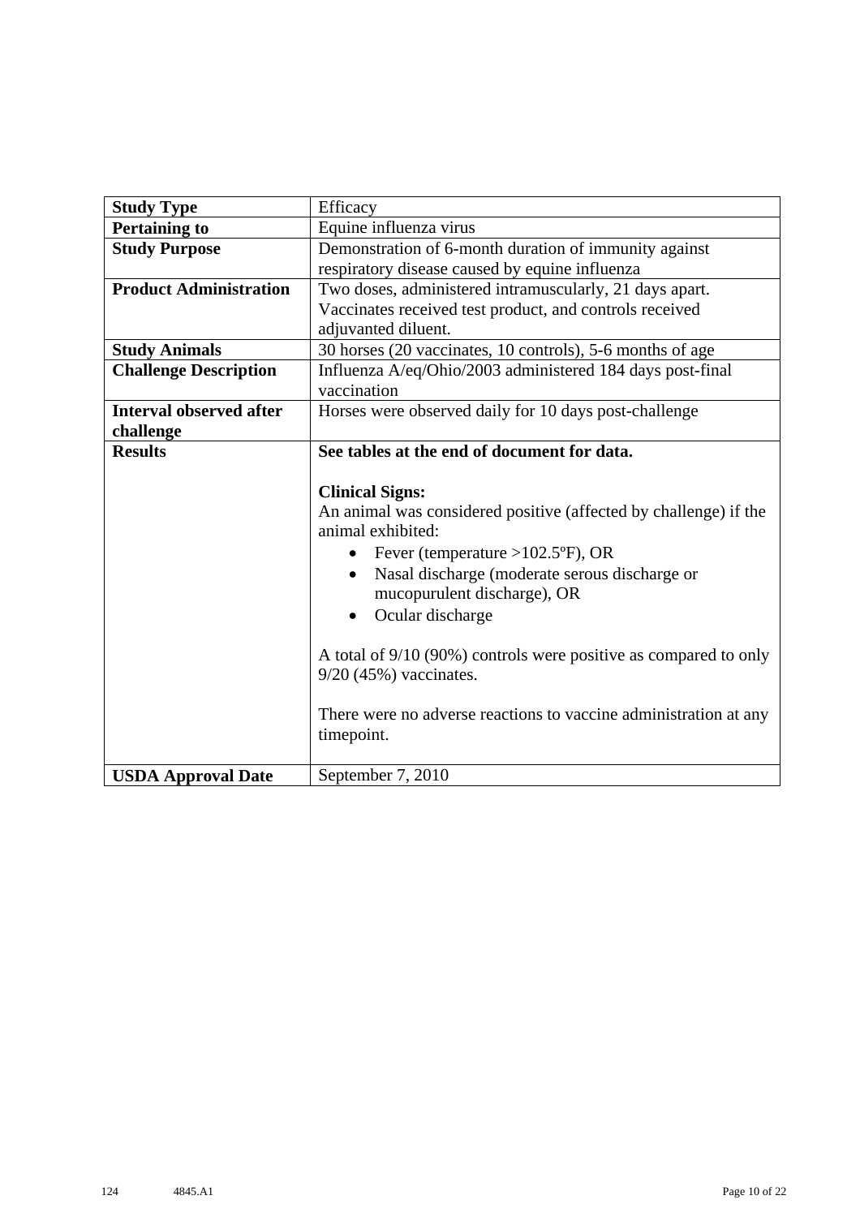| **Study Type** | Efficacy |
|---|---|
| **Pertaining to** | Equine influenza virus |
| **Study Purpose** | Demonstration of 6-month duration of immunity against respiratory disease caused by equine influenza |
| **Product Administration** | Two doses, administered intramuscularly, 21 days apart. Vaccinates received test product, and controls received adjuvanted diluent. |
| **Study Animals** | 30 horses (20 vaccinates, 10 controls), 5-6 months of age |
| **Challenge Description** | Influenza A/eq/Ohio/2003 administered 184 days post-final vaccination |
| **Interval observed after challenge** | Horses were observed daily for 10 days post-challenge |
| **Results** | **See tables at the end of document for data.**<br><br>**Clinical Signs:**<br>An animal was considered positive (affected by challenge) if the animal exhibited:<br>• Fever (temperature >102.5ºF), OR<br>• Nasal discharge (moderate serous discharge or mucopurulent discharge), OR<br>• Ocular discharge<br><br>A total of 9/10 (90%) controls were positive as compared to only 9/20 (45%) vaccinates.<br><br>There were no adverse reactions to vaccine administration at any timepoint. |
| **USDA Approval Date** | September 7, 2010 |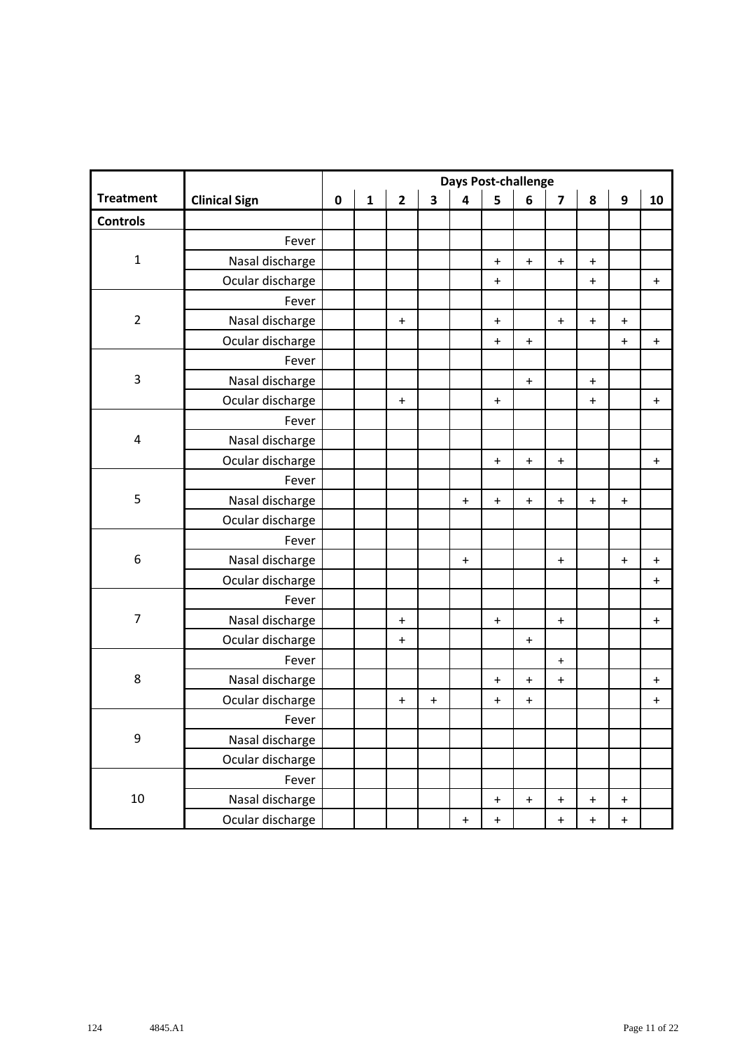| Treatment | Clinical Sign | Days Post-challenge | | | | | | | | | | |
|---|---|---|---|---|---|---|---|---|---|---|---|---|
| | | 0 | 1 | 2 | 3 | 4 | 5 | 6 | 7 | 8 | 9 | 10 |
| **Controls** | | | | | | | | | | | | |
| 1 | Fever | | | | | | | | | | | |
| | Nasal discharge | | | | | | + | + | + | + | | |
| | Ocular discharge | | | | | | + | | | + | | + |
| 2 | Fever | | | | | | | | | | | |
| | Nasal discharge | | | + | | | + | | + | + | + | |
| | Ocular discharge | | | | | | + | + | | | + | + |
| 3 | Fever | | | | | | | | | | | |
| | Nasal discharge | | | | | | | + | | + | | |
| | Ocular discharge | | | + | | | + | | | + | | + |
| 4 | Fever | | | | | | | | | | | |
| | Nasal discharge | | | | | | | | | | | |
| | Ocular discharge | | | | | | + | + | + | | | + |
| 5 | Fever | | | | | | | | | | | |
| | Nasal discharge | | | | | + | + | + | + | + | + | |
| | Ocular discharge | | | | | | | | | | | |
| 6 | Fever | | | | | | | | | | | |
| | Nasal discharge | | | | | + | | | + | | + | + |
| | Ocular discharge | | | | | | | | | | | + |
| 7 | Fever | | | | | | | | | | | |
| | Nasal discharge | | | + | | | + | | + | | | + |
| | Ocular discharge | | | + | | | | + | | | | |
| 8 | Fever | | | | | | | | + | | | |
| | Nasal discharge | | | | | | + | + | + | | | + |
| | Ocular discharge | | | + | + | | + | + | | | | + |
| 9 | Fever | | | | | | | | | | | |
| | Nasal discharge | | | | | | | | | | | |
| | Ocular discharge | | | | | | | | | | | |
| 10 | Fever | | | | | | | | | | | |
| | Nasal discharge | | | | | | + | + | + | + | + | |
| | Ocular discharge | | | | | + | + | | + | + | + | |

124 4845.A1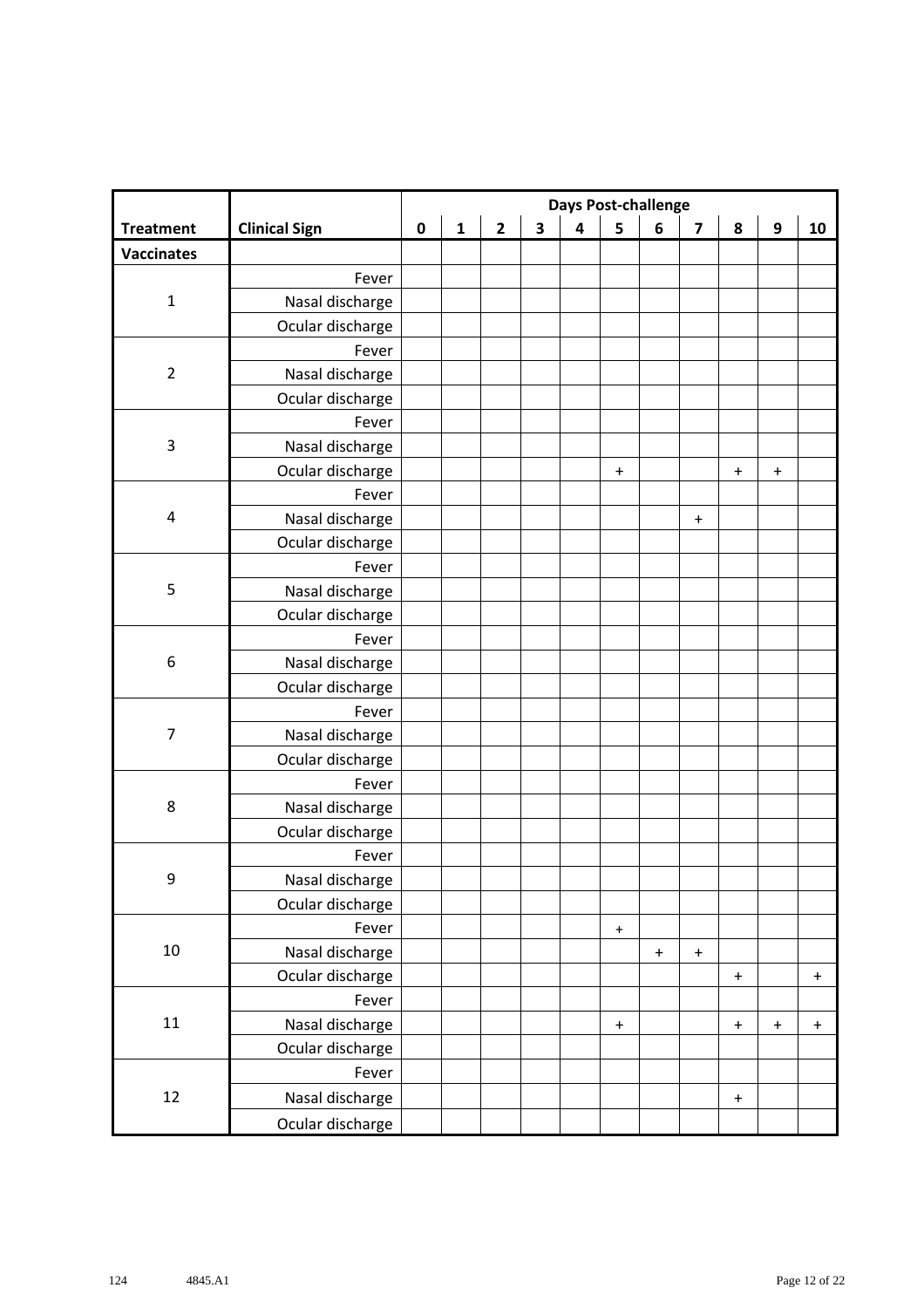| Treatment | Clinical Sign | Days Post-challenge | | | | | | | | | | |
|---|---|---|---|---|---|---|---|---|---|---|---|---|
| | | 0 | 1 | 2 | 3 | 4 | 5 | 6 | 7 | 8 | 9 | 10 |
| Vaccinates | | | | | | | | | | | | |
| 1 | Fever | | | | | | | | | | | |
| | Nasal discharge | | | | | | | | | | | |
| | Ocular discharge | | | | | | | | | | | |
| 2 | Fever | | | | | | | | | | | |
| | Nasal discharge | | | | | | | | | | | |
| | Ocular discharge | | | | | | | | | | | |
| 3 | Fever | | | | | | | | | | | |
| | Nasal discharge | | | | | | | | | | | |
| | Ocular discharge | | | | | | + | | | + | + | |
| 4 | Fever | | | | | | | | | | | |
| | Nasal discharge | | | | | | | | + | | | |
| | Ocular discharge | | | | | | | | | | | |
| 5 | Fever | | | | | | | | | | | |
| | Nasal discharge | | | | | | | | | | | |
| | Ocular discharge | | | | | | | | | | | |
| 6 | Fever | | | | | | | | | | | |
| | Nasal discharge | | | | | | | | | | | |
| | Ocular discharge | | | | | | | | | | | |
| 7 | Fever | | | | | | | | | | | |
| | Nasal discharge | | | | | | | | | | | |
| | Ocular discharge | | | | | | | | | | | |
| 8 | Fever | | | | | | | | | | | |
| | Nasal discharge | | | | | | | | | | | |
| | Ocular discharge | | | | | | | | | | | |
| 9 | Fever | | | | | | | | | | | |
| | Nasal discharge | | | | | | | | | | | |
| | Ocular discharge | | | | | | | | | | | |
| 10 | Fever | | | | | | + | | | | | |
| | Nasal discharge | | | | | | | + | + | | | |
| | Ocular discharge | | | | | | | | | + | | + |
| 11 | Fever | | | | | | | | | | | |
| | Nasal discharge | | | | | | + | | | + | + | + |
| | Ocular discharge | | | | | | | | | | | |
| 12 | Fever | | | | | | | | | | | |
| | Nasal discharge | | | | | | | | | + | | |
| | Ocular discharge | | | | | | | | | | | |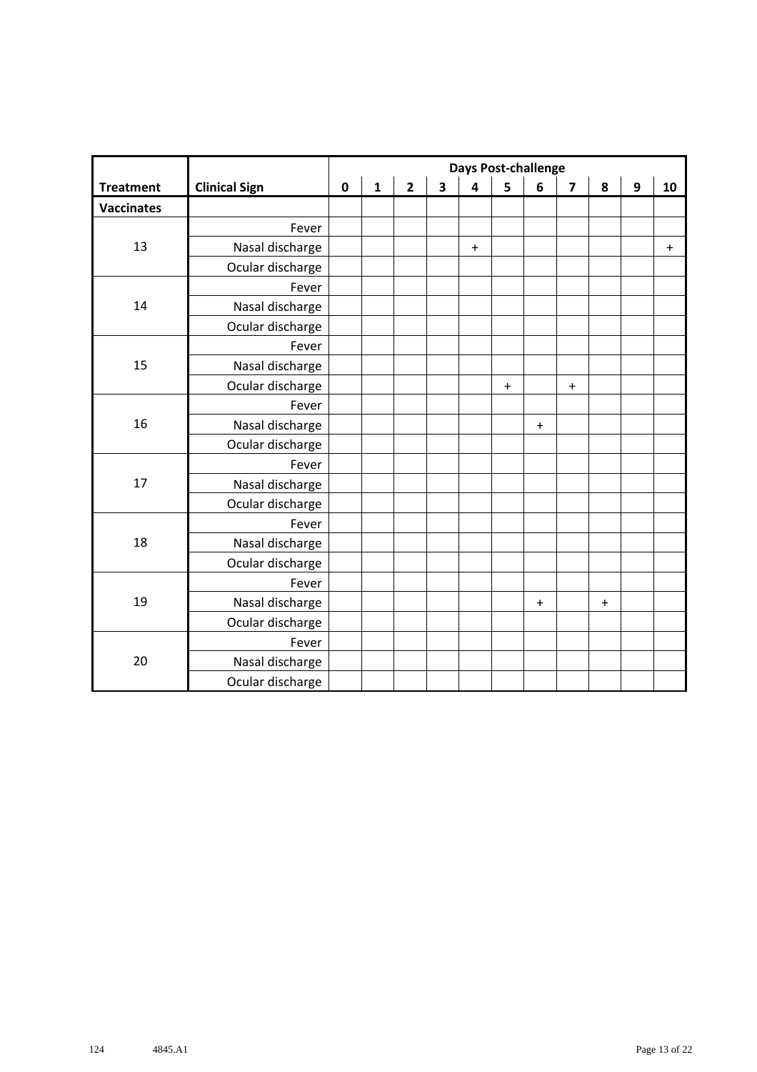| Treatment | Clinical Sign | Days Post-challenge | | | | | | | | | | |
|---|---|---|---|---|---|---|---|---|---|---|---|---|
| | | 0 | 1 | 2 | 3 | 4 | 5 | 6 | 7 | 8 | 9 | 10 |
| **Vaccinates** | | | | | | | | | | | | |
| 13 | Fever | | | | | | | | | | | |
| | Nasal discharge | | | | | + | | | | | | + |
| | Ocular discharge | | | | | | | | | | | |
| 14 | Fever | | | | | | | | | | | |
| | Nasal discharge | | | | | | | | | | | |
| | Ocular discharge | | | | | | | | | | | |
| 15 | Fever | | | | | | | | | | | |
| | Nasal discharge | | | | | | | | | | | |
| | Ocular discharge | | | | | | + | | + | | | |
| 16 | Fever | | | | | | | | | | | |
| | Nasal discharge | | | | | | | + | | | | |
| | Ocular discharge | | | | | | | | | | | |
| 17 | Fever | | | | | | | | | | | |
| | Nasal discharge | | | | | | | | | | | |
| | Ocular discharge | | | | | | | | | | | |
| 18 | Fever | | | | | | | | | | | |
| | Nasal discharge | | | | | | | | | | | |
| | Ocular discharge | | | | | | | | | | | |
| 19 | Fever | | | | | | | | | | | |
| | Nasal discharge | | | | | | | + | | + | | |
| | Ocular discharge | | | | | | | | | | | |
| 20 | Fever | | | | | | | | | | | |
| | Nasal discharge | | | | | | | | | | | |
| | Ocular discharge | | | | | | | | | | | |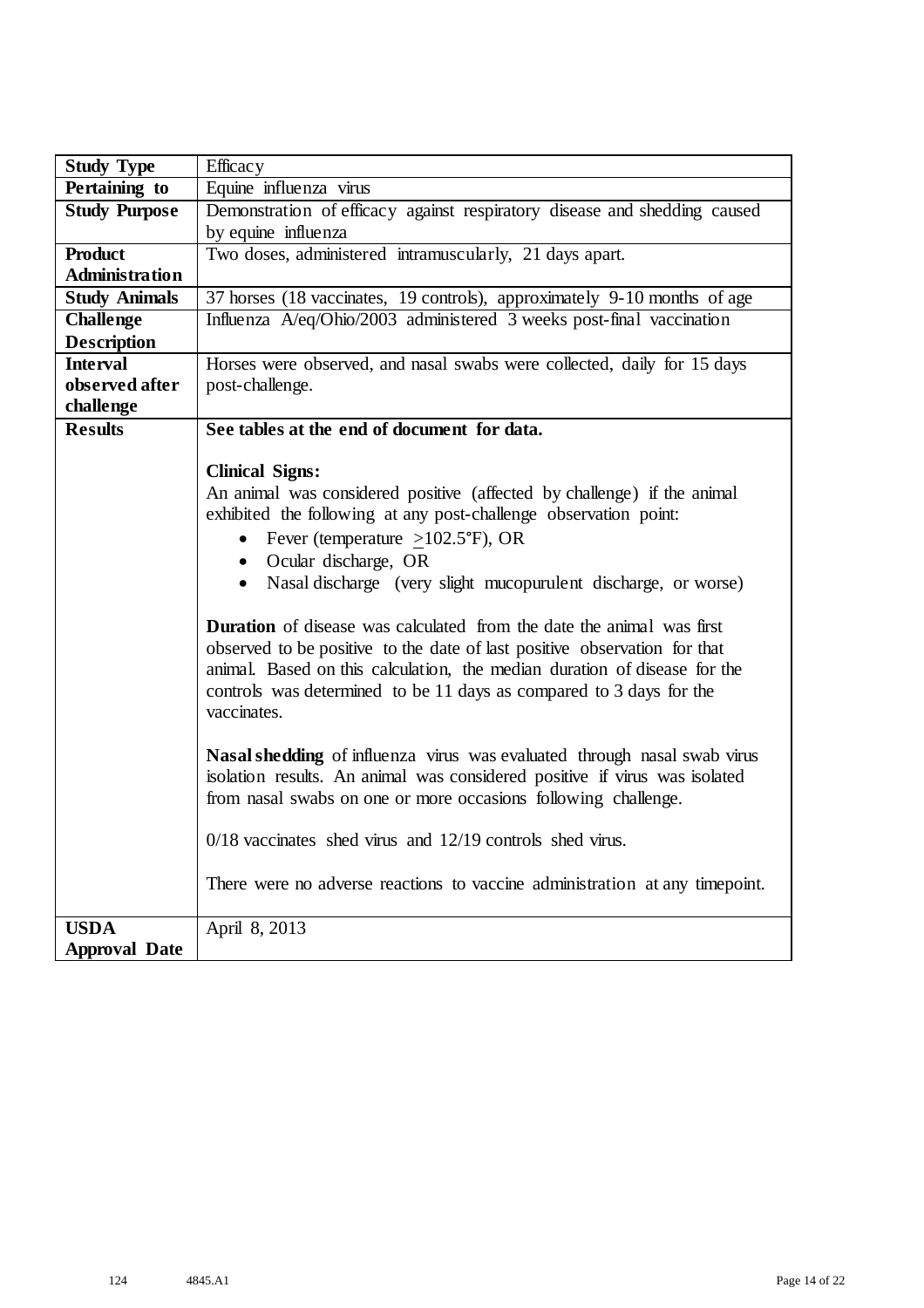| **Study Type** | Efficacy |
|---|---|
| **Pertaining to** | Equine influenza virus |
| **Study Purpose** | Demonstration of efficacy against respiratory disease and shedding caused by equine influenza |
| **Product Administration** | Two doses, administered intramuscularly, 21 days apart. |
| **Study Animals** | 37 horses (18 vaccinates, 19 controls), approximately 9-10 months of age |
| **Challenge Description** | Influenza A/eq/Ohio/2003 administered 3 weeks post-final vaccination |
| **Interval observed after challenge** | Horses were observed, and nasal swabs were collected, daily for 15 days post-challenge. |
| **Results** | **See tables at the end of document for data.**<br><br>**Clinical Signs:**<br>An animal was considered positive (affected by challenge) if the animal exhibited the following at any post-challenge observation point:<br>• Fever (temperature $\geq$102.5°F), OR<br>• Ocular discharge, OR<br>• Nasal discharge (very slight mucopurulent discharge, or worse)<br><br>**Duration** of disease was calculated from the date the animal was first observed to be positive to the date of last positive observation for that animal. Based on this calculation, the median duration of disease for the controls was determined to be 11 days as compared to 3 days for the vaccinates.<br><br>**Nasal shedding** of influenza virus was evaluated through nasal swab virus isolation results. An animal was considered positive if virus was isolated from nasal swabs on one or more occasions following challenge.<br><br>0/18 vaccinates shed virus and 12/19 controls shed virus.<br><br>There were no adverse reactions to vaccine administration at any timepoint. |
| **USDA Approval Date** | April 8, 2013 |

124 4845.A1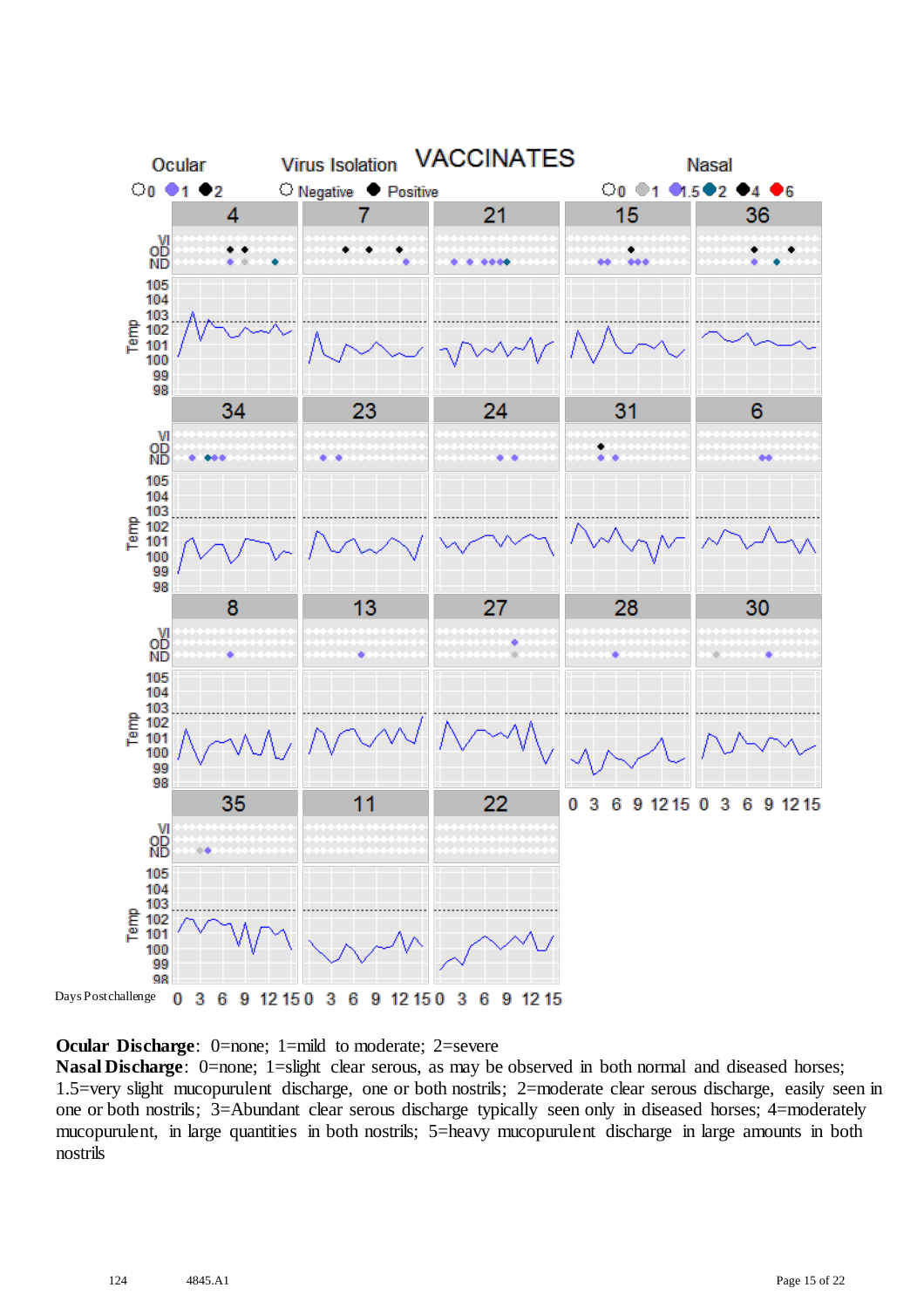# VACCINATES

**Ocular** ○0 ●1 ●2 &nbsp;&nbsp; **Virus Isolation** ○ Negative ● Positive &nbsp;&nbsp; **Nasal** ○0 ●1 ●1.5 ●2 ●4 ●6

Panels (horses): 4, 7, 21, 15, 36, 34, 23, 24, 31, 6, 8, 13, 27, 28, 30, 35, 11, 22

Rows: VI, OD, ND; Temp (98–105)

Days Postchallenge: 0 3 6 9 12 15

**Ocular Discharge**: 0=none; 1=mild to moderate; 2=severe

**Nasal Discharge**: 0=none; 1=slight clear serous, as may be observed in both normal and diseased horses; 1.5=very slight mucopurulent discharge, one or both nostrils; 2=moderate clear serous discharge, easily seen in one or both nostrils; 3=Abundant clear serous discharge typically seen only in diseased horses; 4=moderately mucopurulent, in large quantities in both nostrils; 5=heavy mucopurulent discharge in large amounts in both nostrils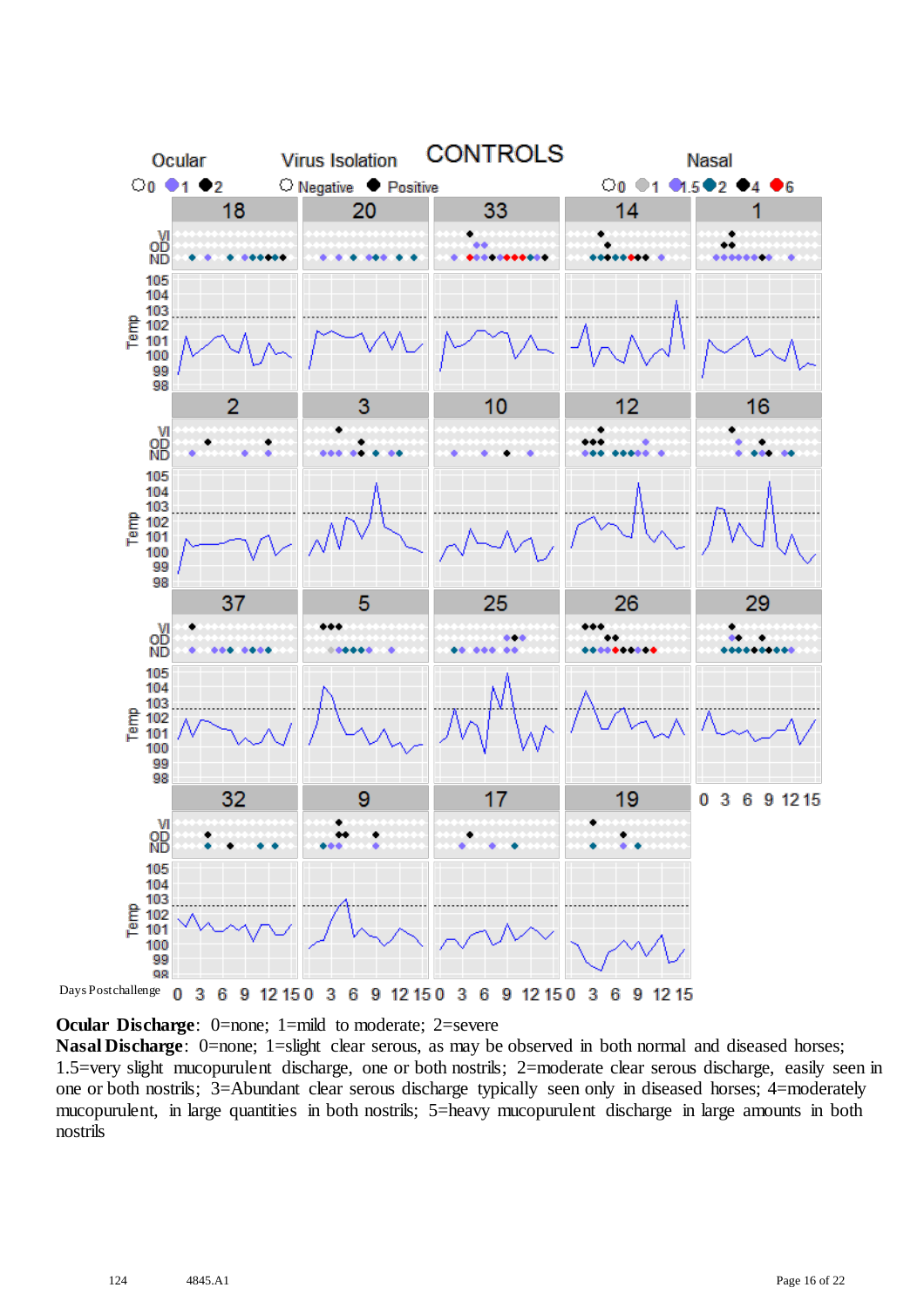CONTROLS

Ocular: ○0 ●1 ●2

Virus Isolation: ○ Negative ● Positive

Nasal: ○0 ●1 ●1.5 ●2 ●4 ●6

Days Postchallenge

**Ocular Discharge**: 0=none; 1=mild to moderate; 2=severe

**Nasal Discharge**: 0=none; 1=slight clear serous, as may be observed in both normal and diseased horses; 1.5=very slight mucopurulent discharge, one or both nostrils; 2=moderate clear serous discharge, easily seen in one or both nostrils; 3=Abundant clear serous discharge typically seen only in diseased horses; 4=moderately mucopurulent, in large quantities in both nostrils; 5=heavy mucopurulent discharge in large amounts in both nostrils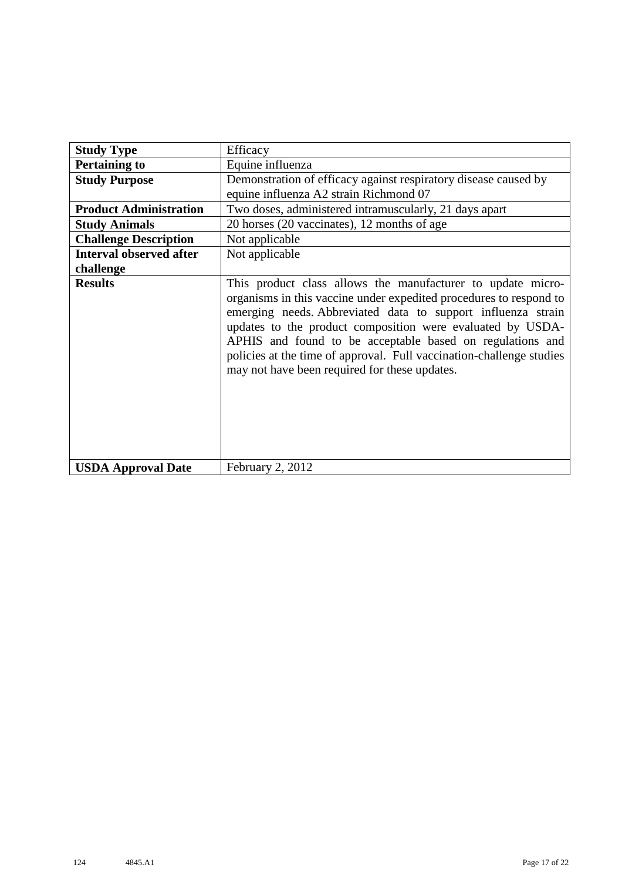| **Study Type** | Efficacy |
|---|---|
| **Pertaining to** | Equine influenza |
| **Study Purpose** | Demonstration of efficacy against respiratory disease caused by equine influenza A2 strain Richmond 07 |
| **Product Administration** | Two doses, administered intramuscularly, 21 days apart |
| **Study Animals** | 20 horses (20 vaccinates), 12 months of age |
| **Challenge Description** | Not applicable |
| **Interval observed after challenge** | Not applicable |
| **Results** | This product class allows the manufacturer to update micro-organisms in this vaccine under expedited procedures to respond to emerging needs. Abbreviated data to support influenza strain updates to the product composition were evaluated by USDA-APHIS and found to be acceptable based on regulations and policies at the time of approval. Full vaccination-challenge studies may not have been required for these updates. |
| **USDA Approval Date** | February 2, 2012 |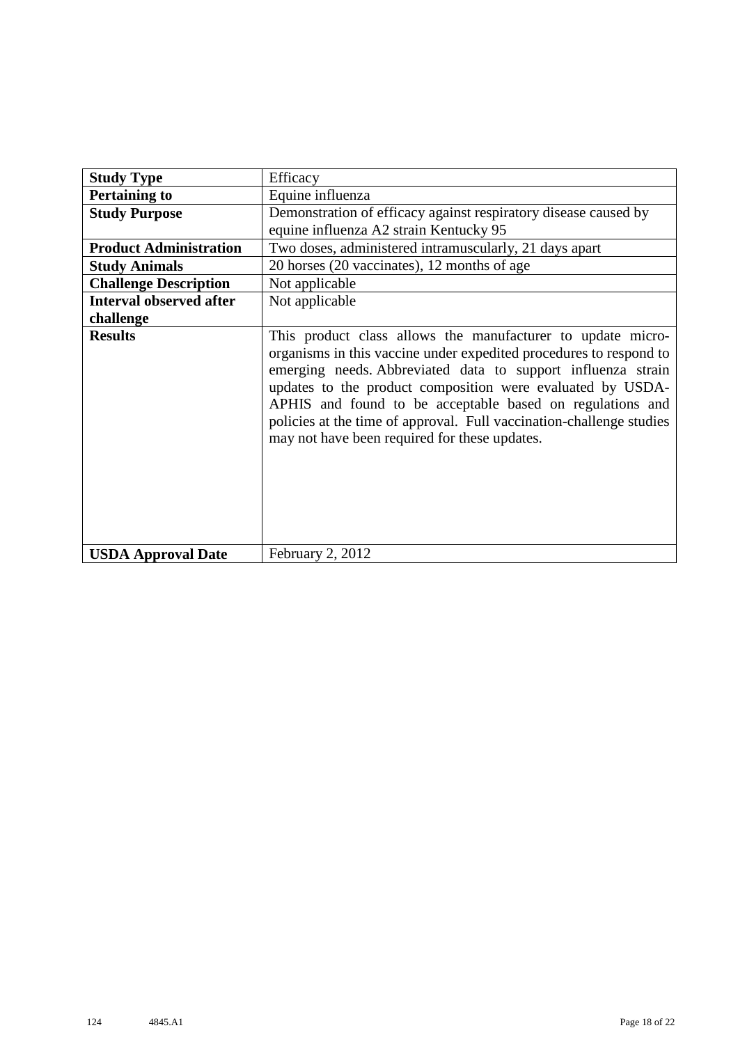| **Study Type** | Efficacy |
|---|---|
| **Pertaining to** | Equine influenza |
| **Study Purpose** | Demonstration of efficacy against respiratory disease caused by equine influenza A2 strain Kentucky 95 |
| **Product Administration** | Two doses, administered intramuscularly, 21 days apart |
| **Study Animals** | 20 horses (20 vaccinates), 12 months of age |
| **Challenge Description** | Not applicable |
| **Interval observed after challenge** | Not applicable |
| **Results** | This product class allows the manufacturer to update micro-organisms in this vaccine under expedited procedures to respond to emerging needs. Abbreviated data to support influenza strain updates to the product composition were evaluated by USDA-APHIS and found to be acceptable based on regulations and policies at the time of approval. Full vaccination-challenge studies may not have been required for these updates. |
| **USDA Approval Date** | February 2, 2012 |

124 4845.A1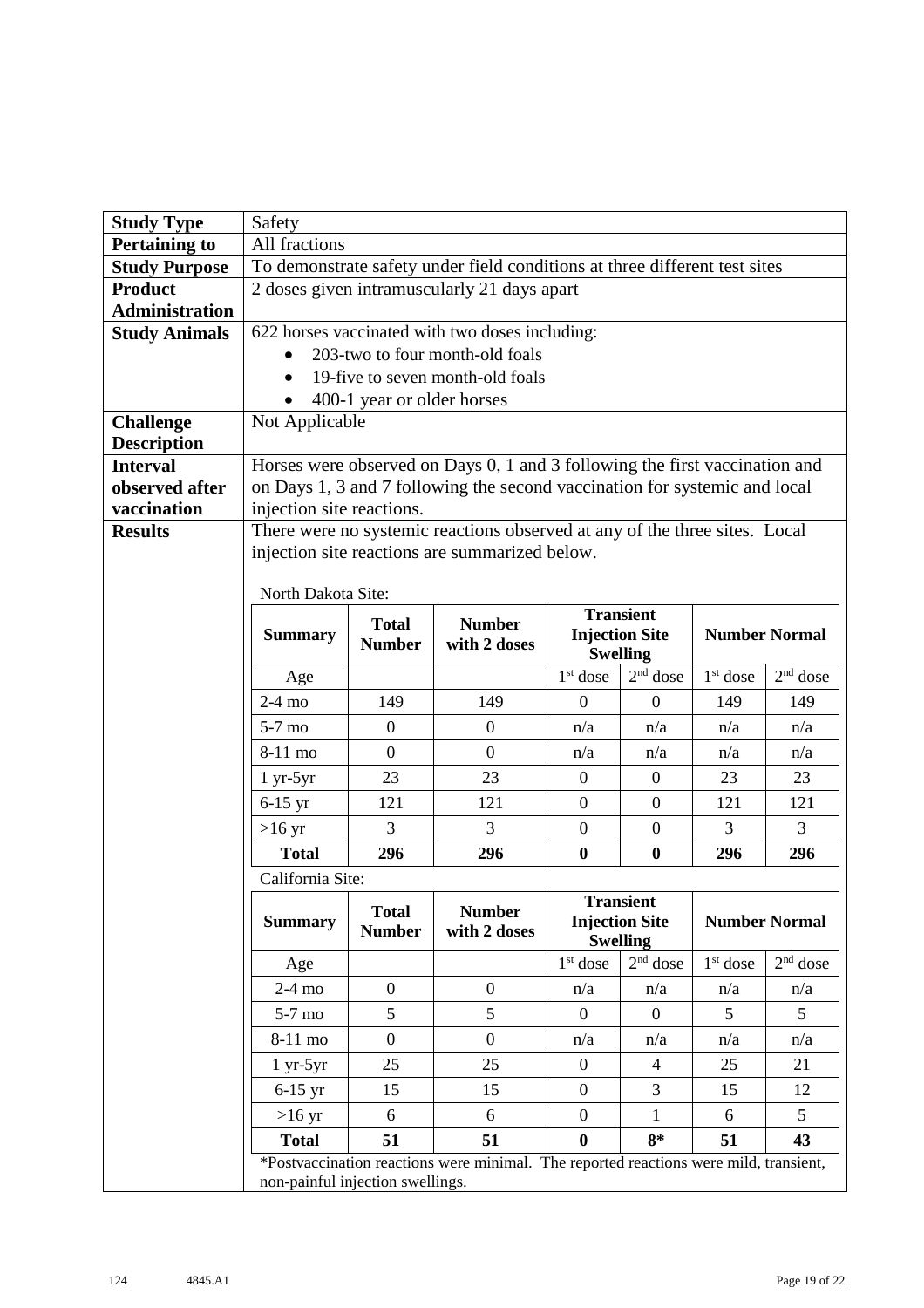| | |
|---|---|
| **Study Type** | Safety |
| **Pertaining to** | All fractions |
| **Study Purpose** | To demonstrate safety under field conditions at three different test sites |
| **Product Administration** | 2 doses given intramuscularly 21 days apart |
| **Study Animals** | 622 horses vaccinated with two doses including:<br>• 203-two to four month-old foals<br>• 19-five to seven month-old foals<br>• 400-1 year or older horses |
| **Challenge Description** | Not Applicable |
| **Interval observed after vaccination** | Horses were observed on Days 0, 1 and 3 following the first vaccination and on Days 1, 3 and 7 following the second vaccination for systemic and local injection site reactions. |
| **Results** | There were no systemic reactions observed at any of the three sites. Local injection site reactions are summarized below. |

North Dakota Site:

| Summary | Total Number | Number with 2 doses | Transient Injection Site Swelling | | Number Normal | |
|---|---|---|---|---|---|---|
| Age | | | 1st dose | 2nd dose | 1st dose | 2nd dose |
| 2-4 mo | 149 | 149 | 0 | 0 | 149 | 149 |
| 5-7 mo | 0 | 0 | n/a | n/a | n/a | n/a |
| 8-11 mo | 0 | 0 | n/a | n/a | n/a | n/a |
| 1 yr-5yr | 23 | 23 | 0 | 0 | 23 | 23 |
| 6-15 yr | 121 | 121 | 0 | 0 | 121 | 121 |
| >16 yr | 3 | 3 | 0 | 0 | 3 | 3 |
| **Total** | **296** | **296** | **0** | **0** | **296** | **296** |

California Site:

| Summary | Total Number | Number with 2 doses | Transient Injection Site Swelling | | Number Normal | |
|---|---|---|---|---|---|---|
| Age | | | 1st dose | 2nd dose | 1st dose | 2nd dose |
| 2-4 mo | 0 | 0 | n/a | n/a | n/a | n/a |
| 5-7 mo | 5 | 5 | 0 | 0 | 5 | 5 |
| 8-11 mo | 0 | 0 | n/a | n/a | n/a | n/a |
| 1 yr-5yr | 25 | 25 | 0 | 4 | 25 | 21 |
| 6-15 yr | 15 | 15 | 0 | 3 | 15 | 12 |
| >16 yr | 6 | 6 | 0 | 1 | 6 | 5 |
| **Total** | **51** | **51** | **0** | **8*** | **51** | **43** |

*Postvaccination reactions were minimal. The reported reactions were mild, transient, non-painful injection swellings.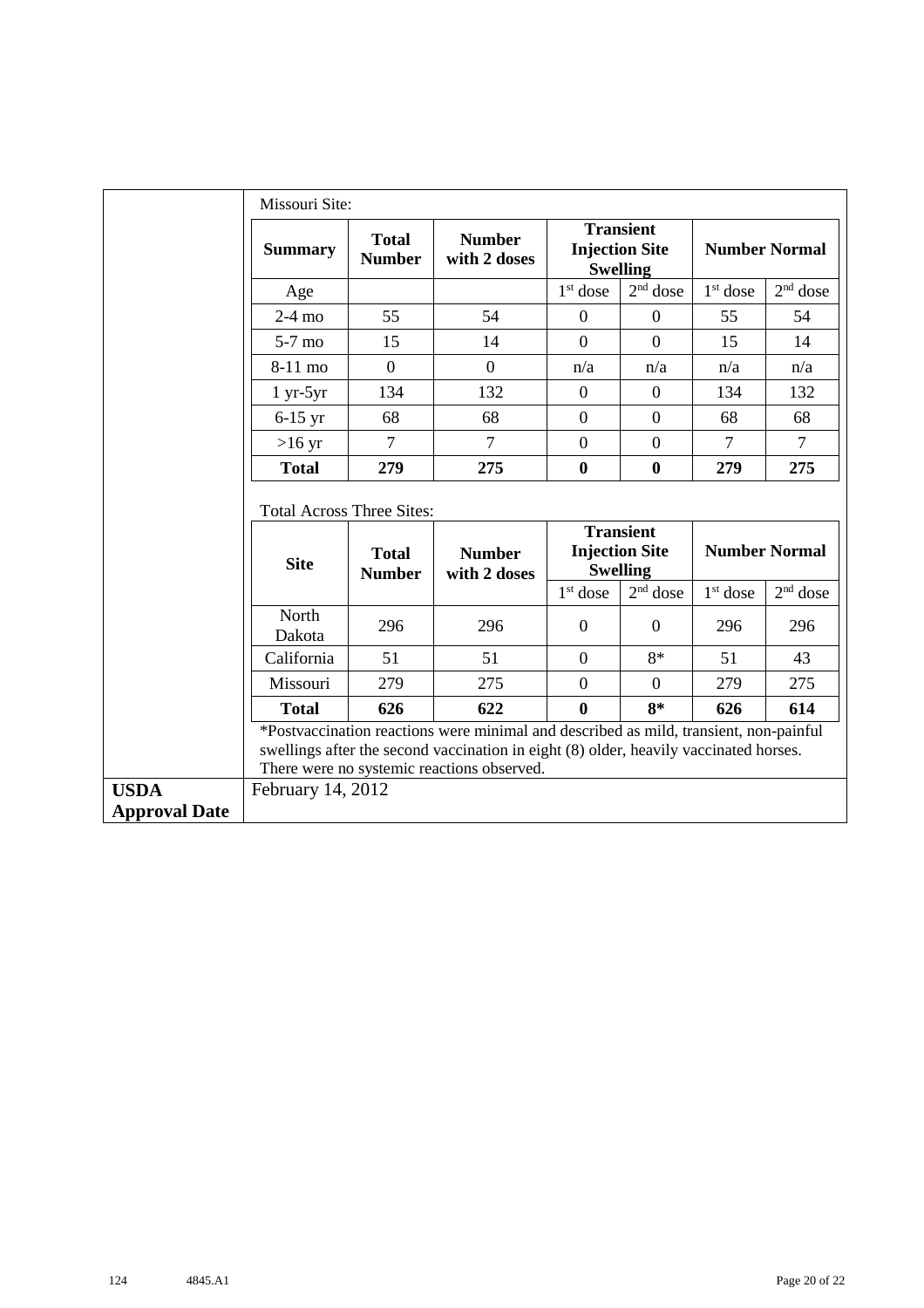Missouri Site:

| Summary | Total Number | Number with 2 doses | Transient Injection Site Swelling | | Number Normal | |
|---|---|---|---|---|---|---|
| Age | | | 1st dose | 2nd dose | 1st dose | 2nd dose |
| 2-4 mo | 55 | 54 | 0 | 0 | 55 | 54 |
| 5-7 mo | 15 | 14 | 0 | 0 | 15 | 14 |
| 8-11 mo | 0 | 0 | n/a | n/a | n/a | n/a |
| 1 yr-5yr | 134 | 132 | 0 | 0 | 134 | 132 |
| 6-15 yr | 68 | 68 | 0 | 0 | 68 | 68 |
| >16 yr | 7 | 7 | 0 | 0 | 7 | 7 |
| **Total** | **279** | **275** | **0** | **0** | **279** | **275** |

Total Across Three Sites:

| Site | Total Number | Number with 2 doses | Transient Injection Site Swelling | | Number Normal | |
|---|---|---|---|---|---|---|
| | | | 1st dose | 2nd dose | 1st dose | 2nd dose |
| North Dakota | 296 | 296 | 0 | 0 | 296 | 296 |
| California | 51 | 51 | 0 | 8* | 51 | 43 |
| Missouri | 279 | 275 | 0 | 0 | 279 | 275 |
| **Total** | **626** | **622** | **0** | **8*** | **626** | **614** |

*Postvaccination reactions were minimal and described as mild, transient, non-painful swellings after the second vaccination in eight (8) older, heavily vaccinated horses. There were no systemic reactions observed.

| | |
|---|---|
| **USDA Approval Date** | February 14, 2012 |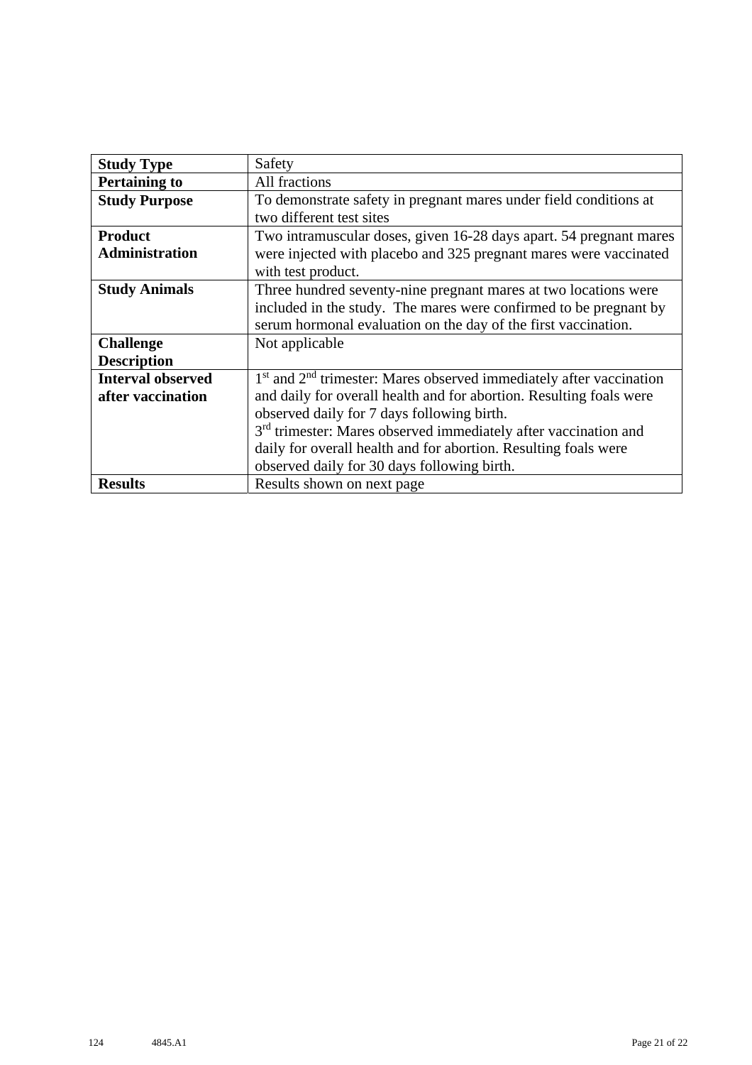| **Study Type** | Safety |
|---|---|
| **Pertaining to** | All fractions |
| **Study Purpose** | To demonstrate safety in pregnant mares under field conditions at two different test sites |
| **Product Administration** | Two intramuscular doses, given 16-28 days apart. 54 pregnant mares were injected with placebo and 325 pregnant mares were vaccinated with test product. |
| **Study Animals** | Three hundred seventy-nine pregnant mares at two locations were included in the study. The mares were confirmed to be pregnant by serum hormonal evaluation on the day of the first vaccination. |
| **Challenge Description** | Not applicable |
| **Interval observed after vaccination** | 1st and 2nd trimester: Mares observed immediately after vaccination and daily for overall health and for abortion. Resulting foals were observed daily for 7 days following birth.<br>3rd trimester: Mares observed immediately after vaccination and daily for overall health and for abortion. Resulting foals were observed daily for 30 days following birth. |
| **Results** | Results shown on next page |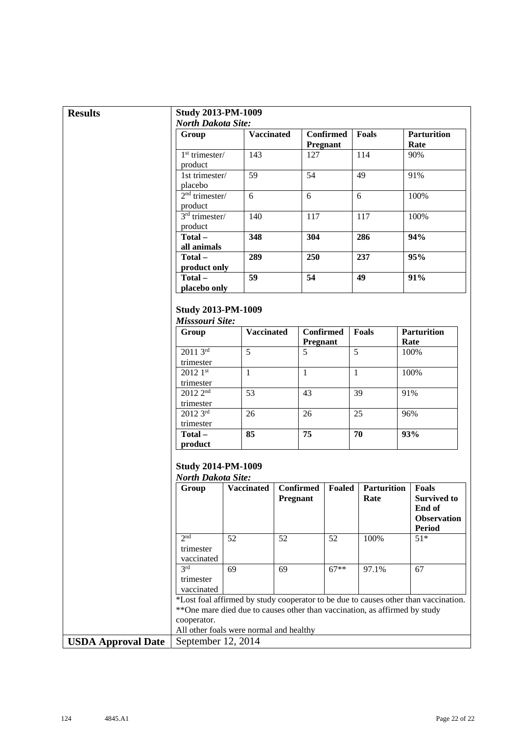**Results**

**Study 2013-PM-1009**
***North Dakota Site:***

| Group | Vaccinated | Confirmed Pregnant | Foals | Parturition Rate |
|---|---|---|---|---|
| 1st trimester/ product | 143 | 127 | 114 | 90% |
| 1st trimester/ placebo | 59 | 54 | 49 | 91% |
| 2nd trimester/ product | 6 | 6 | 6 | 100% |
| 3rd trimester/ product | 140 | 117 | 117 | 100% |
| **Total – all animals** | **348** | **304** | **286** | **94%** |
| **Total – product only** | **289** | **250** | **237** | **95%** |
| **Total – placebo only** | **59** | **54** | **49** | **91%** |

**Study 2013-PM-1009**
***Misssouri Site:***

| Group | Vaccinated | Confirmed Pregnant | Foals | Parturition Rate |
|---|---|---|---|---|
| 2011 3rd trimester | 5 | 5 | 5 | 100% |
| 2012 1st trimester | 1 | 1 | 1 | 100% |
| 2012 2nd trimester | 53 | 43 | 39 | 91% |
| 2012 3rd trimester | 26 | 26 | 25 | 96% |
| **Total – product** | **85** | **75** | **70** | **93%** |

**Study 2014-PM-1009**
***North Dakota Site:***

| Group | Vaccinated | Confirmed Pregnant | Foaled | Parturition Rate | Foals Survived to End of Observation Period |
|---|---|---|---|---|---|
| 2nd trimester vaccinated | 52 | 52 | 52 | 100% | 51* |
| 3rd trimester vaccinated | 69 | 69 | 67** | 97.1% | 67 |

*Lost foal affirmed by study cooperator to be due to causes other than vaccination.
**One mare died due to causes other than vaccination, as affirmed by study cooperator.
All other foals were normal and healthy

**USDA Approval Date** September 12, 2014